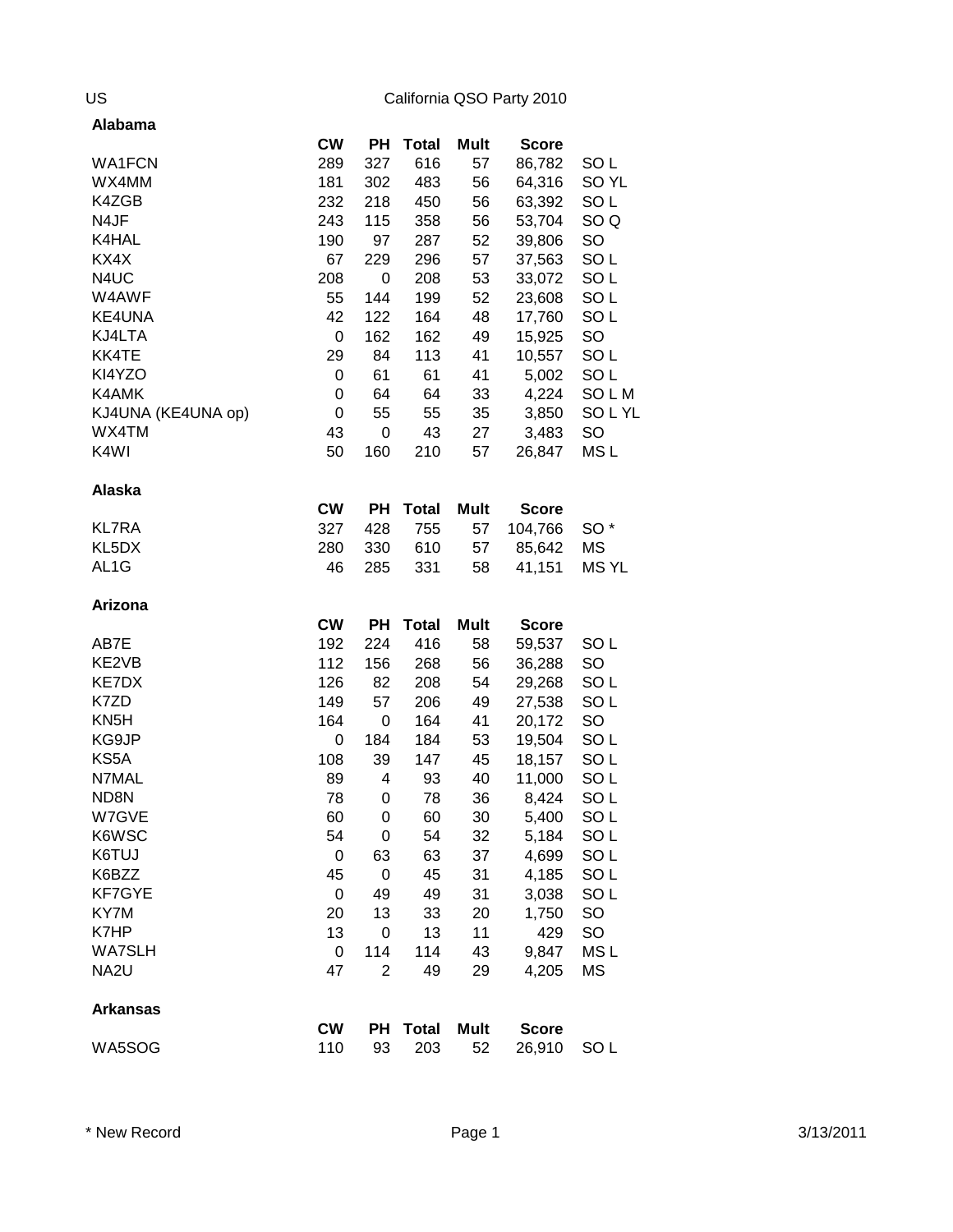US

# California QSO Party 2010

## Alabama

| | CW | PH | Total | Mult | Score | |
|---|---|---|---|---|---|---|
| WA1FCN | 289 | 327 | 616 | 57 | 86,782 | SO L |
| WX4MM | 181 | 302 | 483 | 56 | 64,316 | SO YL |
| K4ZGB | 232 | 218 | 450 | 56 | 63,392 | SO L |
| N4JF | 243 | 115 | 358 | 56 | 53,704 | SO Q |
| K4HAL | 190 | 97 | 287 | 52 | 39,806 | SO |
| KX4X | 67 | 229 | 296 | 57 | 37,563 | SO L |
| N4UC | 208 | 0 | 208 | 53 | 33,072 | SO L |
| W4AWF | 55 | 144 | 199 | 52 | 23,608 | SO L |
| KE4UNA | 42 | 122 | 164 | 48 | 17,760 | SO L |
| KJ4LTA | 0 | 162 | 162 | 49 | 15,925 | SO |
| KK4TE | 29 | 84 | 113 | 41 | 10,557 | SO L |
| KI4YZO | 0 | 61 | 61 | 41 | 5,002 | SO L |
| K4AMK | 0 | 64 | 64 | 33 | 4,224 | SO L M |
| KJ4UNA (KE4UNA op) | 0 | 55 | 55 | 35 | 3,850 | SO L YL |
| WX4TM | 43 | 0 | 43 | 27 | 3,483 | SO |
| K4WI | 50 | 160 | 210 | 57 | 26,847 | MS L |

## Alaska

| | CW | PH | Total | Mult | Score | |
|---|---|---|---|---|---|---|
| KL7RA | 327 | 428 | 755 | 57 | 104,766 | SO * |
| KL5DX | 280 | 330 | 610 | 57 | 85,642 | MS |
| AL1G | 46 | 285 | 331 | 58 | 41,151 | MS YL |

## Arizona

| | CW | PH | Total | Mult | Score | |
|---|---|---|---|---|---|---|
| AB7E | 192 | 224 | 416 | 58 | 59,537 | SO L |
| KE2VB | 112 | 156 | 268 | 56 | 36,288 | SO |
| KE7DX | 126 | 82 | 208 | 54 | 29,268 | SO L |
| K7ZD | 149 | 57 | 206 | 49 | 27,538 | SO L |
| KN5H | 164 | 0 | 164 | 41 | 20,172 | SO |
| KG9JP | 0 | 184 | 184 | 53 | 19,504 | SO L |
| KS5A | 108 | 39 | 147 | 45 | 18,157 | SO L |
| N7MAL | 89 | 4 | 93 | 40 | 11,000 | SO L |
| ND8N | 78 | 0 | 78 | 36 | 8,424 | SO L |
| W7GVE | 60 | 0 | 60 | 30 | 5,400 | SO L |
| K6WSC | 54 | 0 | 54 | 32 | 5,184 | SO L |
| K6TUJ | 0 | 63 | 63 | 37 | 4,699 | SO L |
| K6BZZ | 45 | 0 | 45 | 31 | 4,185 | SO L |
| KF7GYE | 0 | 49 | 49 | 31 | 3,038 | SO L |
| KY7M | 20 | 13 | 33 | 20 | 1,750 | SO |
| K7HP | 13 | 0 | 13 | 11 | 429 | SO |
| WA7SLH | 0 | 114 | 114 | 43 | 9,847 | MS L |
| NA2U | 47 | 2 | 49 | 29 | 4,205 | MS |

## Arkansas

| | CW | PH | Total | Mult | Score | |
|---|---|---|---|---|---|---|
| WA5SOG | 110 | 93 | 203 | 52 | 26,910 | SO L |

\* New Record

3/13/2011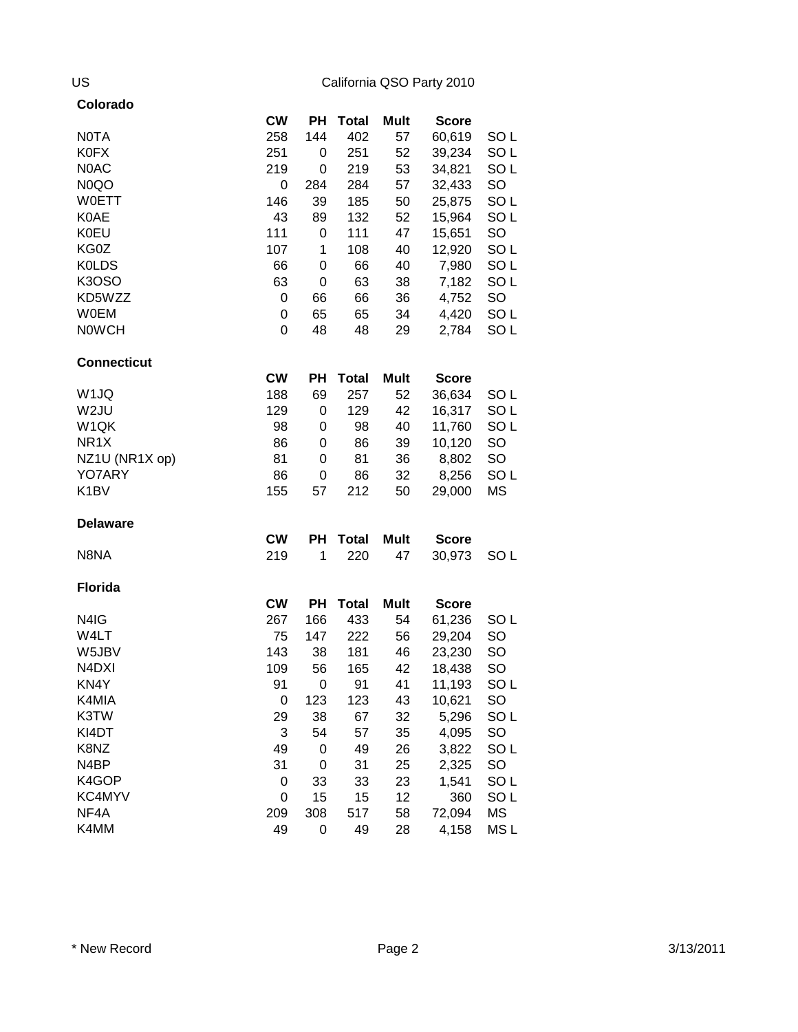US California QSO Party 2010

## Colorado

| | CW | PH | Total | Mult | Score | |
|---|---|---|---|---|---|---|
| N0TA | 258 | 144 | 402 | 57 | 60,619 | SO L |
| K0FX | 251 | 0 | 251 | 52 | 39,234 | SO L |
| N0AC | 219 | 0 | 219 | 53 | 34,821 | SO L |
| N0QO | 0 | 284 | 284 | 57 | 32,433 | SO |
| W0ETT | 146 | 39 | 185 | 50 | 25,875 | SO L |
| K0AE | 43 | 89 | 132 | 52 | 15,964 | SO L |
| K0EU | 111 | 0 | 111 | 47 | 15,651 | SO |
| KG0Z | 107 | 1 | 108 | 40 | 12,920 | SO L |
| K0LDS | 66 | 0 | 66 | 40 | 7,980 | SO L |
| K3OSO | 63 | 0 | 63 | 38 | 7,182 | SO L |
| KD5WZZ | 0 | 66 | 66 | 36 | 4,752 | SO |
| W0EM | 0 | 65 | 65 | 34 | 4,420 | SO L |
| N0WCH | 0 | 48 | 48 | 29 | 2,784 | SO L |

## Connecticut

| | CW | PH | Total | Mult | Score | |
|---|---|---|---|---|---|---|
| W1JQ | 188 | 69 | 257 | 52 | 36,634 | SO L |
| W2JU | 129 | 0 | 129 | 42 | 16,317 | SO L |
| W1QK | 98 | 0 | 98 | 40 | 11,760 | SO L |
| NR1X | 86 | 0 | 86 | 39 | 10,120 | SO |
| NZ1U (NR1X op) | 81 | 0 | 81 | 36 | 8,802 | SO |
| YO7ARY | 86 | 0 | 86 | 32 | 8,256 | SO L |
| K1BV | 155 | 57 | 212 | 50 | 29,000 | MS |

## Delaware

| | CW | PH | Total | Mult | Score | |
|---|---|---|---|---|---|---|
| N8NA | 219 | 1 | 220 | 47 | 30,973 | SO L |

## Florida

| | CW | PH | Total | Mult | Score | |
|---|---|---|---|---|---|---|
| N4IG | 267 | 166 | 433 | 54 | 61,236 | SO L |
| W4LT | 75 | 147 | 222 | 56 | 29,204 | SO |
| W5JBV | 143 | 38 | 181 | 46 | 23,230 | SO |
| N4DXI | 109 | 56 | 165 | 42 | 18,438 | SO |
| KN4Y | 91 | 0 | 91 | 41 | 11,193 | SO L |
| K4MIA | 0 | 123 | 123 | 43 | 10,621 | SO |
| K3TW | 29 | 38 | 67 | 32 | 5,296 | SO L |
| KI4DT | 3 | 54 | 57 | 35 | 4,095 | SO |
| K8NZ | 49 | 0 | 49 | 26 | 3,822 | SO L |
| N4BP | 31 | 0 | 31 | 25 | 2,325 | SO |
| K4GOP | 0 | 33 | 33 | 23 | 1,541 | SO L |
| KC4MYV | 0 | 15 | 15 | 12 | 360 | SO L |
| NF4A | 209 | 308 | 517 | 58 | 72,094 | MS |
| K4MM | 49 | 0 | 49 | 28 | 4,158 | MS L |

* New Record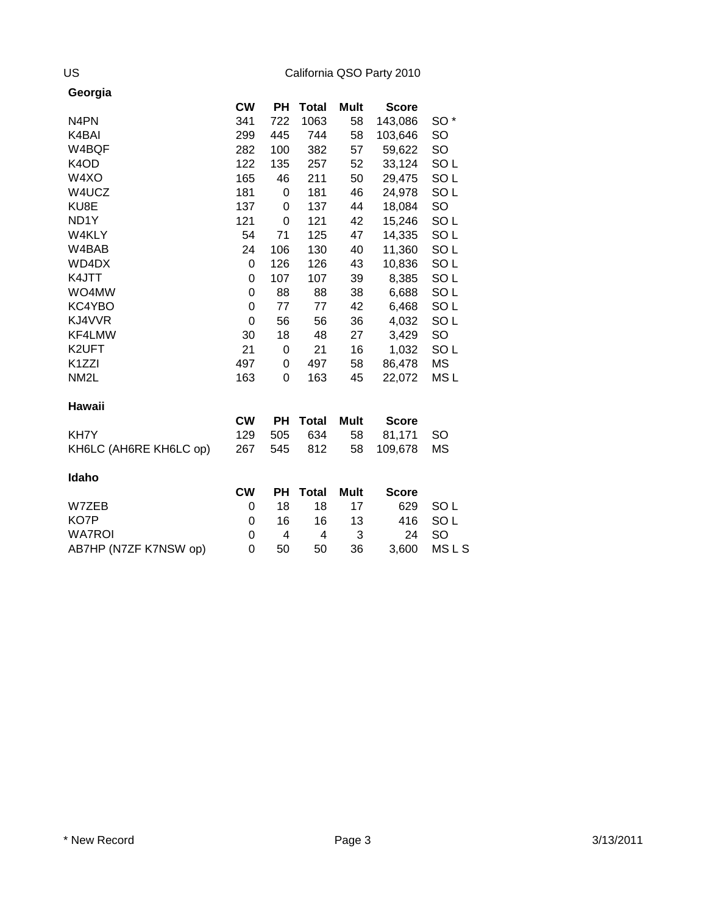US California QSO Party 2010

## Georgia

| | CW | PH | Total | Mult | Score | |
|---|---|---|---|---|---|---|
| N4PN | 341 | 722 | 1063 | 58 | 143,086 | SO * |
| K4BAI | 299 | 445 | 744 | 58 | 103,646 | SO |
| W4BQF | 282 | 100 | 382 | 57 | 59,622 | SO |
| K4OD | 122 | 135 | 257 | 52 | 33,124 | SO L |
| W4XO | 165 | 46 | 211 | 50 | 29,475 | SO L |
| W4UCZ | 181 | 0 | 181 | 46 | 24,978 | SO L |
| KU8E | 137 | 0 | 137 | 44 | 18,084 | SO |
| ND1Y | 121 | 0 | 121 | 42 | 15,246 | SO L |
| W4KLY | 54 | 71 | 125 | 47 | 14,335 | SO L |
| W4BAB | 24 | 106 | 130 | 40 | 11,360 | SO L |
| WD4DX | 0 | 126 | 126 | 43 | 10,836 | SO L |
| K4JTT | 0 | 107 | 107 | 39 | 8,385 | SO L |
| WO4MW | 0 | 88 | 88 | 38 | 6,688 | SO L |
| KC4YBO | 0 | 77 | 77 | 42 | 6,468 | SO L |
| KJ4VVR | 0 | 56 | 56 | 36 | 4,032 | SO L |
| KF4LMW | 30 | 18 | 48 | 27 | 3,429 | SO |
| K2UFT | 21 | 0 | 21 | 16 | 1,032 | SO L |
| K1ZZI | 497 | 0 | 497 | 58 | 86,478 | MS |
| NM2L | 163 | 0 | 163 | 45 | 22,072 | MS L |

## Hawaii

| | CW | PH | Total | Mult | Score | |
|---|---|---|---|---|---|---|
| KH7Y | 129 | 505 | 634 | 58 | 81,171 | SO |
| KH6LC (AH6RE KH6LC op) | 267 | 545 | 812 | 58 | 109,678 | MS |

## Idaho

| | CW | PH | Total | Mult | Score | |
|---|---|---|---|---|---|---|
| W7ZEB | 0 | 18 | 18 | 17 | 629 | SO L |
| KO7P | 0 | 16 | 16 | 13 | 416 | SO L |
| WA7ROI | 0 | 4 | 4 | 3 | 24 | SO |
| AB7HP (N7ZF K7NSW op) | 0 | 50 | 50 | 36 | 3,600 | MS L S |

\* New Record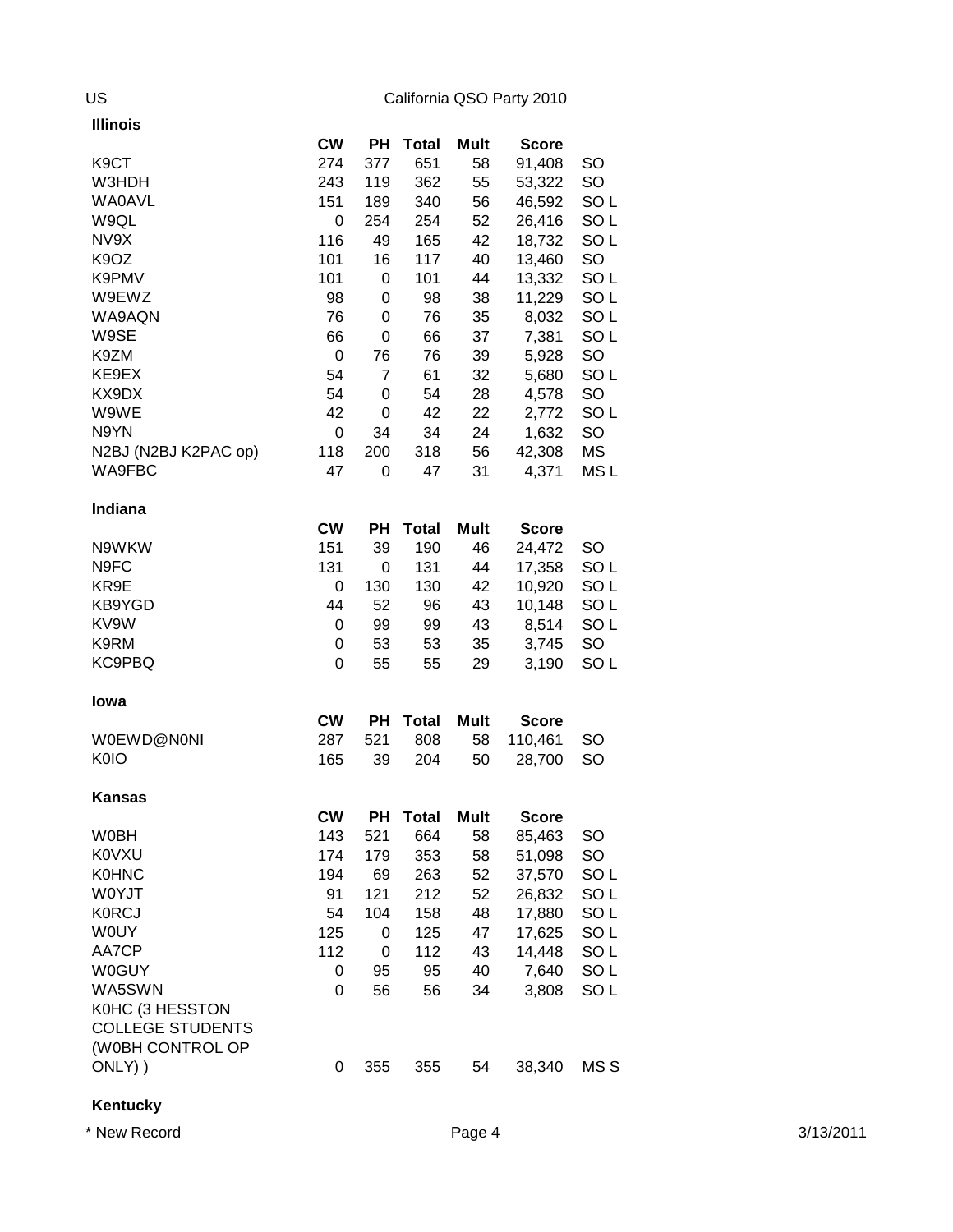US California QSO Party 2010

### Illinois

| | CW | PH | Total | Mult | Score | |
|---|---|---|---|---|---|---|
| K9CT | 274 | 377 | 651 | 58 | 91,408 | SO |
| W3HDH | 243 | 119 | 362 | 55 | 53,322 | SO |
| WA0AVL | 151 | 189 | 340 | 56 | 46,592 | SO L |
| W9QL | 0 | 254 | 254 | 52 | 26,416 | SO L |
| NV9X | 116 | 49 | 165 | 42 | 18,732 | SO L |
| K9OZ | 101 | 16 | 117 | 40 | 13,460 | SO |
| K9PMV | 101 | 0 | 101 | 44 | 13,332 | SO L |
| W9EWZ | 98 | 0 | 98 | 38 | 11,229 | SO L |
| WA9AQN | 76 | 0 | 76 | 35 | 8,032 | SO L |
| W9SE | 66 | 0 | 66 | 37 | 7,381 | SO L |
| K9ZM | 0 | 76 | 76 | 39 | 5,928 | SO |
| KE9EX | 54 | 7 | 61 | 32 | 5,680 | SO L |
| KX9DX | 54 | 0 | 54 | 28 | 4,578 | SO |
| W9WE | 42 | 0 | 42 | 22 | 2,772 | SO L |
| N9YN | 0 | 34 | 34 | 24 | 1,632 | SO |
| N2BJ (N2BJ K2PAC op) | 118 | 200 | 318 | 56 | 42,308 | MS |
| WA9FBC | 47 | 0 | 47 | 31 | 4,371 | MS L |

### Indiana

| | CW | PH | Total | Mult | Score | |
|---|---|---|---|---|---|---|
| N9WKW | 151 | 39 | 190 | 46 | 24,472 | SO |
| N9FC | 131 | 0 | 131 | 44 | 17,358 | SO L |
| KR9E | 0 | 130 | 130 | 42 | 10,920 | SO L |
| KB9YGD | 44 | 52 | 96 | 43 | 10,148 | SO L |
| KV9W | 0 | 99 | 99 | 43 | 8,514 | SO L |
| K9RM | 0 | 53 | 53 | 35 | 3,745 | SO |
| KC9PBQ | 0 | 55 | 55 | 29 | 3,190 | SO L |

### Iowa

| | CW | PH | Total | Mult | Score | |
|---|---|---|---|---|---|---|
| W0EWD@N0NI | 287 | 521 | 808 | 58 | 110,461 | SO |
| K0IO | 165 | 39 | 204 | 50 | 28,700 | SO |

### Kansas

| | CW | PH | Total | Mult | Score | |
|---|---|---|---|---|---|---|
| W0BH | 143 | 521 | 664 | 58 | 85,463 | SO |
| K0VXU | 174 | 179 | 353 | 58 | 51,098 | SO |
| K0HNC | 194 | 69 | 263 | 52 | 37,570 | SO L |
| W0YJT | 91 | 121 | 212 | 52 | 26,832 | SO L |
| K0RCJ | 54 | 104 | 158 | 48 | 17,880 | SO L |
| W0UY | 125 | 0 | 125 | 47 | 17,625 | SO L |
| AA7CP | 112 | 0 | 112 | 43 | 14,448 | SO L |
| W0GUY | 0 | 95 | 95 | 40 | 7,640 | SO L |
| WA5SWN | 0 | 56 | 56 | 34 | 3,808 | SO L |
| K0HC (3 HESSTON COLLEGE STUDENTS (W0BH CONTROL OP ONLY) ) | 0 | 355 | 355 | 54 | 38,340 | MS S |

### Kentucky

* New Record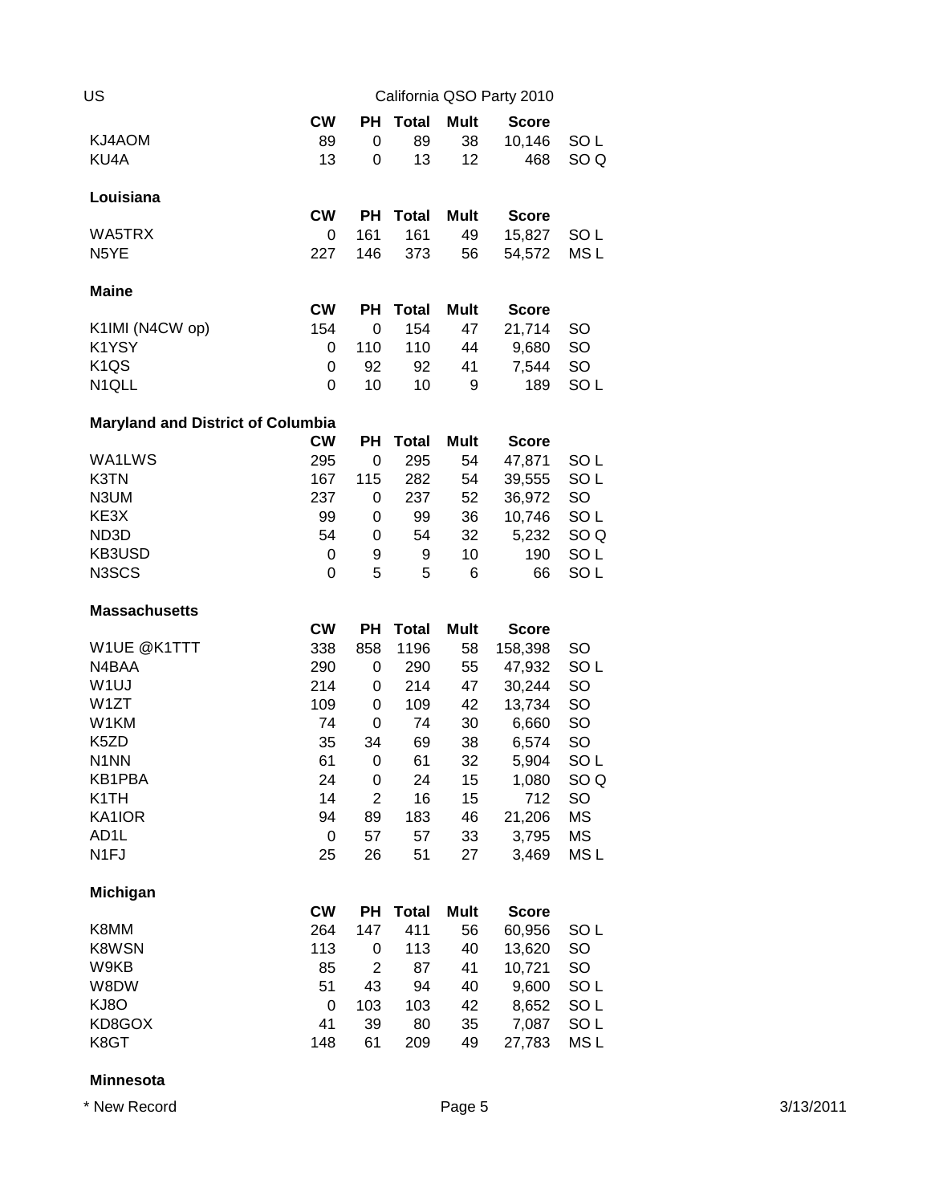US — California QSO Party 2010

| | CW | PH | Total | Mult | Score | |
|---|---|---|---|---|---|---|
| KJ4AOM | 89 | 0 | 89 | 38 | 10,146 | SO L |
| KU4A | 13 | 0 | 13 | 12 | 468 | SO Q |

**Louisiana**

| | CW | PH | Total | Mult | Score | |
|---|---|---|---|---|---|---|
| WA5TRX | 0 | 161 | 161 | 49 | 15,827 | SO L |
| N5YE | 227 | 146 | 373 | 56 | 54,572 | MS L |

**Maine**

| | CW | PH | Total | Mult | Score | |
|---|---|---|---|---|---|---|
| K1IMI (N4CW op) | 154 | 0 | 154 | 47 | 21,714 | SO |
| K1YSY | 0 | 110 | 110 | 44 | 9,680 | SO |
| K1QS | 0 | 92 | 92 | 41 | 7,544 | SO |
| N1QLL | 0 | 10 | 10 | 9 | 189 | SO L |

**Maryland and District of Columbia**

| | CW | PH | Total | Mult | Score | |
|---|---|---|---|---|---|---|
| WA1LWS | 295 | 0 | 295 | 54 | 47,871 | SO L |
| K3TN | 167 | 115 | 282 | 54 | 39,555 | SO L |
| N3UM | 237 | 0 | 237 | 52 | 36,972 | SO |
| KE3X | 99 | 0 | 99 | 36 | 10,746 | SO L |
| ND3D | 54 | 0 | 54 | 32 | 5,232 | SO Q |
| KB3USD | 0 | 9 | 9 | 10 | 190 | SO L |
| N3SCS | 0 | 5 | 5 | 6 | 66 | SO L |

**Massachusetts**

| | CW | PH | Total | Mult | Score | |
|---|---|---|---|---|---|---|
| W1UE @K1TTT | 338 | 858 | 1196 | 58 | 158,398 | SO |
| N4BAA | 290 | 0 | 290 | 55 | 47,932 | SO L |
| W1UJ | 214 | 0 | 214 | 47 | 30,244 | SO |
| W1ZT | 109 | 0 | 109 | 42 | 13,734 | SO |
| W1KM | 74 | 0 | 74 | 30 | 6,660 | SO |
| K5ZD | 35 | 34 | 69 | 38 | 6,574 | SO |
| N1NN | 61 | 0 | 61 | 32 | 5,904 | SO L |
| KB1PBA | 24 | 0 | 24 | 15 | 1,080 | SO Q |
| K1TH | 14 | 2 | 16 | 15 | 712 | SO |
| KA1IOR | 94 | 89 | 183 | 46 | 21,206 | MS |
| AD1L | 0 | 57 | 57 | 33 | 3,795 | MS |
| N1FJ | 25 | 26 | 51 | 27 | 3,469 | MS L |

**Michigan**

| | CW | PH | Total | Mult | Score | |
|---|---|---|---|---|---|---|
| K8MM | 264 | 147 | 411 | 56 | 60,956 | SO L |
| K8WSN | 113 | 0 | 113 | 40 | 13,620 | SO |
| W9KB | 85 | 2 | 87 | 41 | 10,721 | SO |
| W8DW | 51 | 43 | 94 | 40 | 9,600 | SO L |
| KJ8O | 0 | 103 | 103 | 42 | 8,652 | SO L |
| KD8GOX | 41 | 39 | 80 | 35 | 7,087 | SO L |
| K8GT | 148 | 61 | 209 | 49 | 27,783 | MS L |

**Minnesota**

* New Record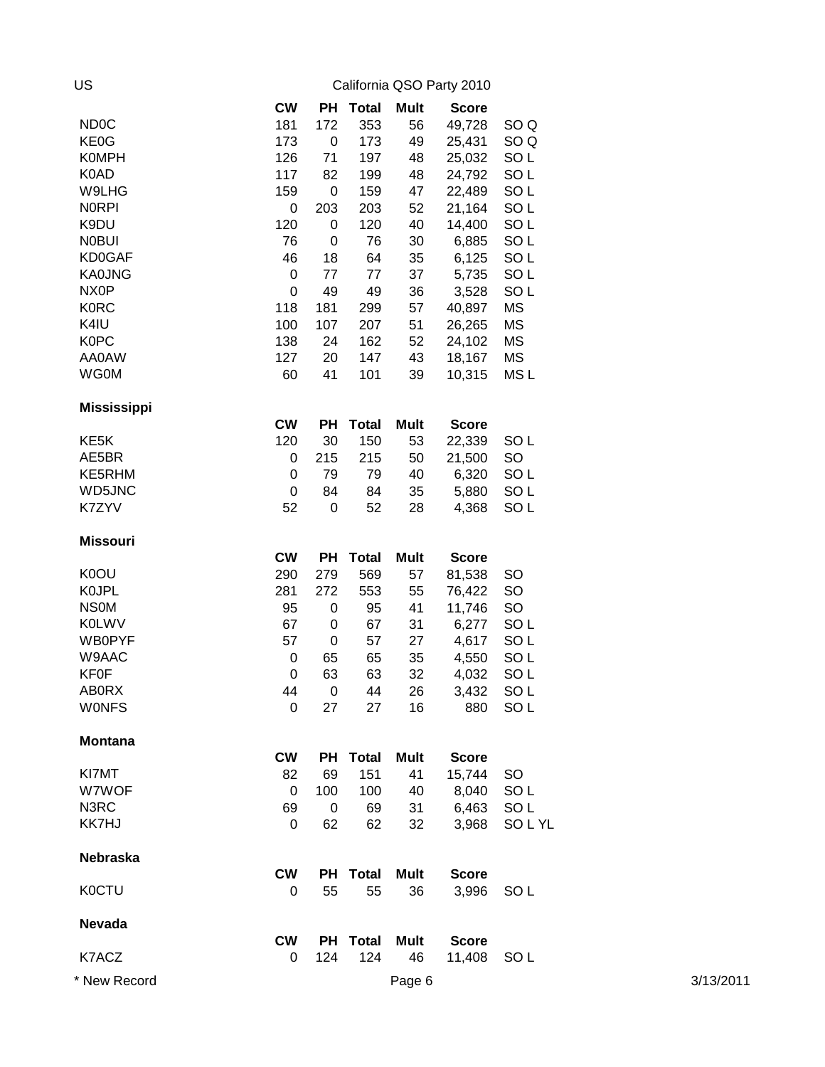US — California QSO Party 2010

| | CW | PH | Total | Mult | Score | |
|---|---|---|---|---|---|---|
| ND0C | 181 | 172 | 353 | 56 | 49,728 | SO Q |
| KE0G | 173 | 0 | 173 | 49 | 25,431 | SO Q |
| K0MPH | 126 | 71 | 197 | 48 | 25,032 | SO L |
| K0AD | 117 | 82 | 199 | 48 | 24,792 | SO L |
| W9LHG | 159 | 0 | 159 | 47 | 22,489 | SO L |
| N0RPI | 0 | 203 | 203 | 52 | 21,164 | SO L |
| K9DU | 120 | 0 | 120 | 40 | 14,400 | SO L |
| N0BUI | 76 | 0 | 76 | 30 | 6,885 | SO L |
| KD0GAF | 46 | 18 | 64 | 35 | 6,125 | SO L |
| KA0JNG | 0 | 77 | 77 | 37 | 5,735 | SO L |
| NX0P | 0 | 49 | 49 | 36 | 3,528 | SO L |
| K0RC | 118 | 181 | 299 | 57 | 40,897 | MS |
| K4IU | 100 | 107 | 207 | 51 | 26,265 | MS |
| K0PC | 138 | 24 | 162 | 52 | 24,102 | MS |
| AA0AW | 127 | 20 | 147 | 43 | 18,167 | MS |
| WG0M | 60 | 41 | 101 | 39 | 10,315 | MS L |

**Mississippi**

| | CW | PH | Total | Mult | Score | |
|---|---|---|---|---|---|---|
| KE5K | 120 | 30 | 150 | 53 | 22,339 | SO L |
| AE5BR | 0 | 215 | 215 | 50 | 21,500 | SO |
| KE5RHM | 0 | 79 | 79 | 40 | 6,320 | SO L |
| WD5JNC | 0 | 84 | 84 | 35 | 5,880 | SO L |
| K7ZYV | 52 | 0 | 52 | 28 | 4,368 | SO L |

**Missouri**

| | CW | PH | Total | Mult | Score | |
|---|---|---|---|---|---|---|
| K0OU | 290 | 279 | 569 | 57 | 81,538 | SO |
| K0JPL | 281 | 272 | 553 | 55 | 76,422 | SO |
| NS0M | 95 | 0 | 95 | 41 | 11,746 | SO |
| K0LWV | 67 | 0 | 67 | 31 | 6,277 | SO L |
| WB0PYF | 57 | 0 | 57 | 27 | 4,617 | SO L |
| W9AAC | 0 | 65 | 65 | 35 | 4,550 | SO L |
| KF0F | 0 | 63 | 63 | 32 | 4,032 | SO L |
| AB0RX | 44 | 0 | 44 | 26 | 3,432 | SO L |
| W0NFS | 0 | 27 | 27 | 16 | 880 | SO L |

**Montana**

| | CW | PH | Total | Mult | Score | |
|---|---|---|---|---|---|---|
| KI7MT | 82 | 69 | 151 | 41 | 15,744 | SO |
| W7WOF | 0 | 100 | 100 | 40 | 8,040 | SO L |
| N3RC | 69 | 0 | 69 | 31 | 6,463 | SO L |
| KK7HJ | 0 | 62 | 62 | 32 | 3,968 | SO L YL |

**Nebraska**

| | CW | PH | Total | Mult | Score | |
|---|---|---|---|---|---|---|
| K0CTU | 0 | 55 | 55 | 36 | 3,996 | SO L |

**Nevada**

| | CW | PH | Total | Mult | Score | |
|---|---|---|---|---|---|---|
| K7ACZ | 0 | 124 | 124 | 46 | 11,408 | SO L |

* New Record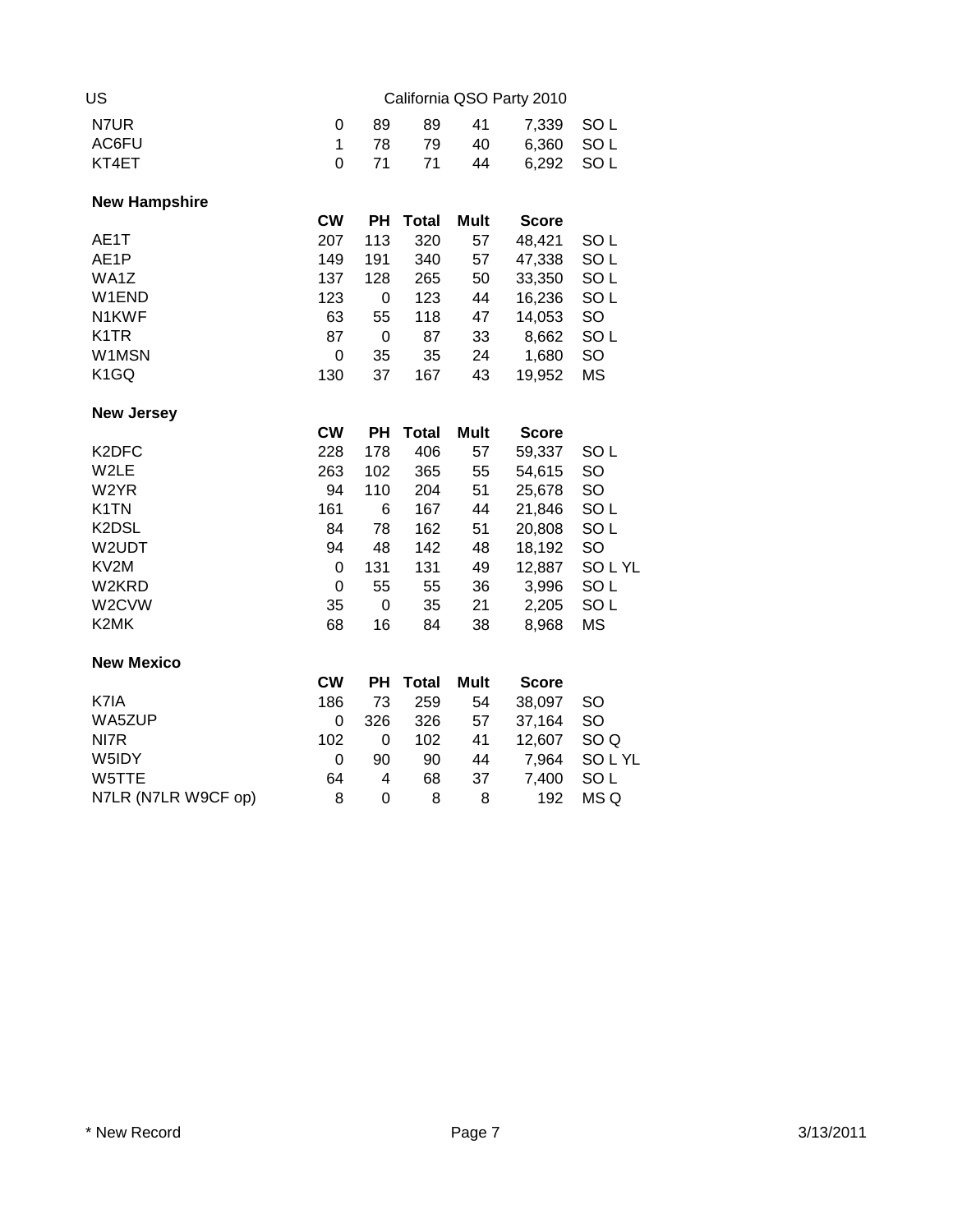US

| | | | | | | |
|---|---|---|---|---|---|---|
| N7UR | 0 | 89 | 89 | 41 | 7,339 | SO L |
| AC6FU | 1 | 78 | 79 | 40 | 6,360 | SO L |
| KT4ET | 0 | 71 | 71 | 44 | 6,292 | SO L |

**New Hampshire**

| | CW | PH | Total | Mult | Score | |
|---|---|---|---|---|---|---|
| AE1T | 207 | 113 | 320 | 57 | 48,421 | SO L |
| AE1P | 149 | 191 | 340 | 57 | 47,338 | SO L |
| WA1Z | 137 | 128 | 265 | 50 | 33,350 | SO L |
| W1END | 123 | 0 | 123 | 44 | 16,236 | SO L |
| N1KWF | 63 | 55 | 118 | 47 | 14,053 | SO |
| K1TR | 87 | 0 | 87 | 33 | 8,662 | SO L |
| W1MSN | 0 | 35 | 35 | 24 | 1,680 | SO |
| K1GQ | 130 | 37 | 167 | 43 | 19,952 | MS |

**New Jersey**

| | CW | PH | Total | Mult | Score | |
|---|---|---|---|---|---|---|
| K2DFC | 228 | 178 | 406 | 57 | 59,337 | SO L |
| W2LE | 263 | 102 | 365 | 55 | 54,615 | SO |
| W2YR | 94 | 110 | 204 | 51 | 25,678 | SO |
| K1TN | 161 | 6 | 167 | 44 | 21,846 | SO L |
| K2DSL | 84 | 78 | 162 | 51 | 20,808 | SO L |
| W2UDT | 94 | 48 | 142 | 48 | 18,192 | SO |
| KV2M | 0 | 131 | 131 | 49 | 12,887 | SO L YL |
| W2KRD | 0 | 55 | 55 | 36 | 3,996 | SO L |
| W2CVW | 35 | 0 | 35 | 21 | 2,205 | SO L |
| K2MK | 68 | 16 | 84 | 38 | 8,968 | MS |

**New Mexico**

| | CW | PH | Total | Mult | Score | |
|---|---|---|---|---|---|---|
| K7IA | 186 | 73 | 259 | 54 | 38,097 | SO |
| WA5ZUP | 0 | 326 | 326 | 57 | 37,164 | SO |
| NI7R | 102 | 0 | 102 | 41 | 12,607 | SO Q |
| W5IDY | 0 | 90 | 90 | 44 | 7,964 | SO L YL |
| W5TTE | 64 | 4 | 68 | 37 | 7,400 | SO L |
| N7LR (N7LR W9CF op) | 8 | 0 | 8 | 8 | 192 | MS Q |

* New Record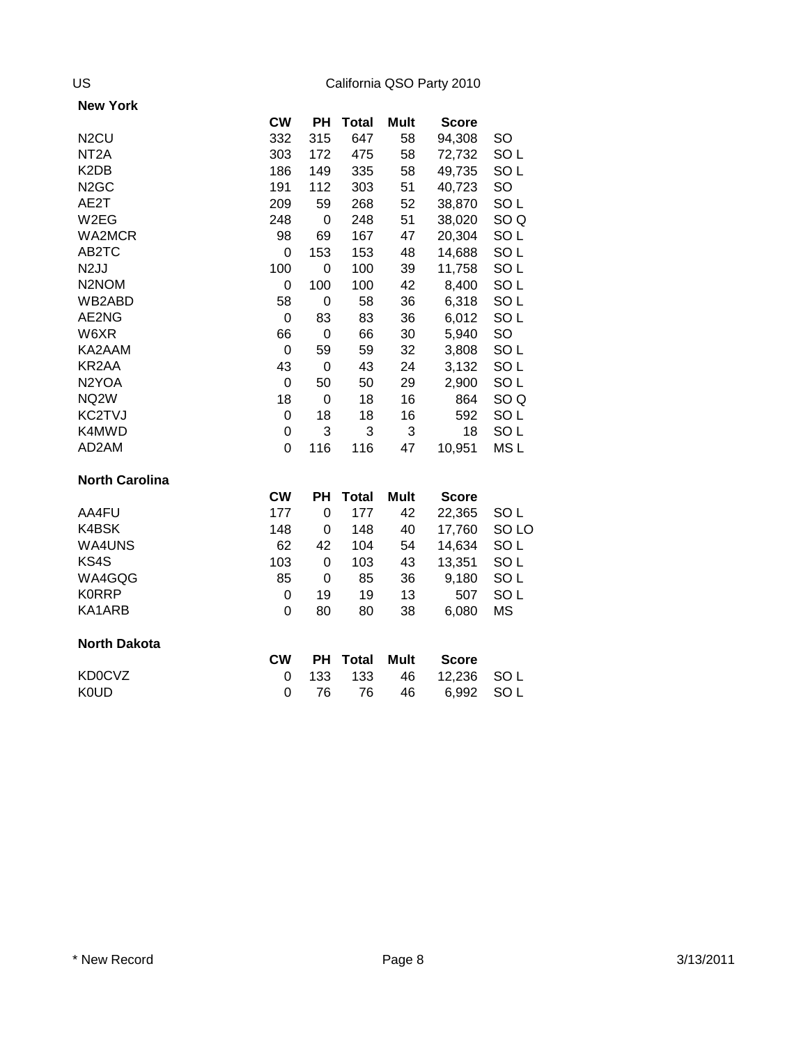US California QSO Party 2010

## New York

| | CW | PH | Total | Mult | Score | |
|---|---|---|---|---|---|---|
| N2CU | 332 | 315 | 647 | 58 | 94,308 | SO |
| NT2A | 303 | 172 | 475 | 58 | 72,732 | SO L |
| K2DB | 186 | 149 | 335 | 58 | 49,735 | SO L |
| N2GC | 191 | 112 | 303 | 51 | 40,723 | SO |
| AE2T | 209 | 59 | 268 | 52 | 38,870 | SO L |
| W2EG | 248 | 0 | 248 | 51 | 38,020 | SO Q |
| WA2MCR | 98 | 69 | 167 | 47 | 20,304 | SO L |
| AB2TC | 0 | 153 | 153 | 48 | 14,688 | SO L |
| N2JJ | 100 | 0 | 100 | 39 | 11,758 | SO L |
| N2NOM | 0 | 100 | 100 | 42 | 8,400 | SO L |
| WB2ABD | 58 | 0 | 58 | 36 | 6,318 | SO L |
| AE2NG | 0 | 83 | 83 | 36 | 6,012 | SO L |
| W6XR | 66 | 0 | 66 | 30 | 5,940 | SO |
| KA2AAM | 0 | 59 | 59 | 32 | 3,808 | SO L |
| KR2AA | 43 | 0 | 43 | 24 | 3,132 | SO L |
| N2YOA | 0 | 50 | 50 | 29 | 2,900 | SO L |
| NQ2W | 18 | 0 | 18 | 16 | 864 | SO Q |
| KC2TVJ | 0 | 18 | 18 | 16 | 592 | SO L |
| K4MWD | 0 | 3 | 3 | 3 | 18 | SO L |
| AD2AM | 0 | 116 | 116 | 47 | 10,951 | MS L |

## North Carolina

| | CW | PH | Total | Mult | Score | |
|---|---|---|---|---|---|---|
| AA4FU | 177 | 0 | 177 | 42 | 22,365 | SO L |
| K4BSK | 148 | 0 | 148 | 40 | 17,760 | SO LO |
| WA4UNS | 62 | 42 | 104 | 54 | 14,634 | SO L |
| KS4S | 103 | 0 | 103 | 43 | 13,351 | SO L |
| WA4GQG | 85 | 0 | 85 | 36 | 9,180 | SO L |
| K0RRP | 0 | 19 | 19 | 13 | 507 | SO L |
| KA1ARB | 0 | 80 | 80 | 38 | 6,080 | MS |

## North Dakota

| | CW | PH | Total | Mult | Score | |
|---|---|---|---|---|---|---|
| KD0CVZ | 0 | 133 | 133 | 46 | 12,236 | SO L |
| K0UD | 0 | 76 | 76 | 46 | 6,992 | SO L |

* New Record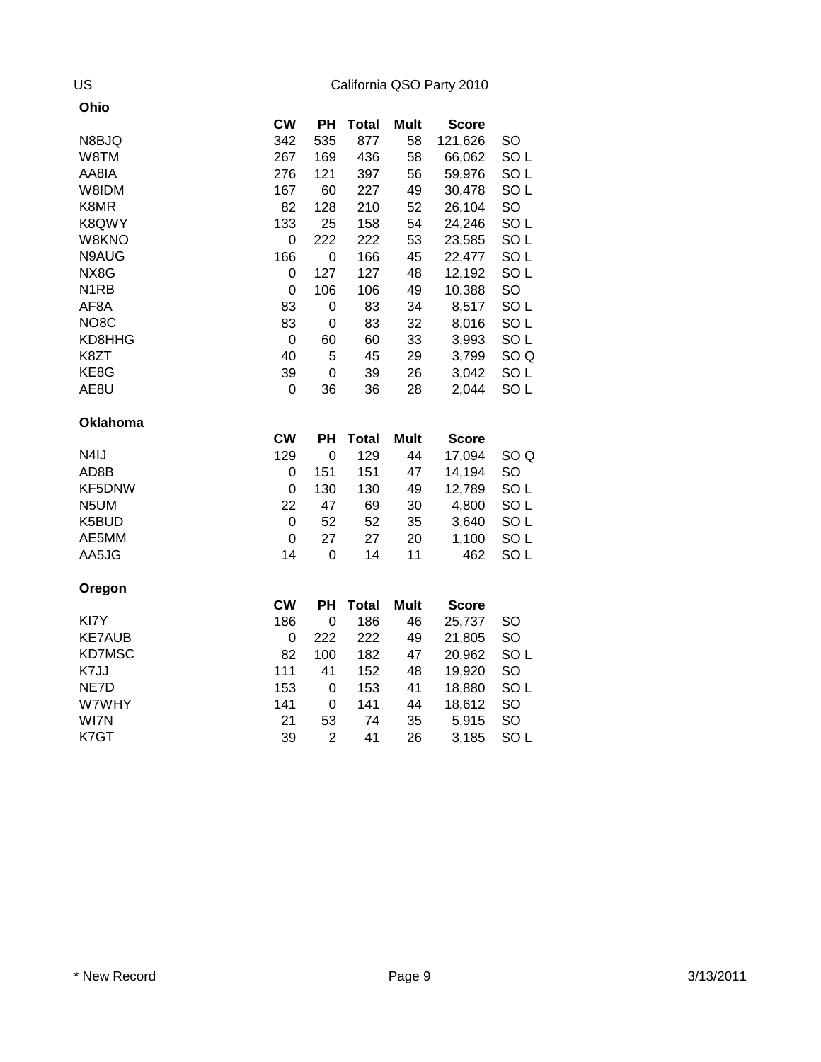US

California QSO Party 2010

**Ohio**

| | CW | PH | Total | Mult | Score | |
|---|---|---|---|---|---|---|
| N8BJQ | 342 | 535 | 877 | 58 | 121,626 | SO |
| W8TM | 267 | 169 | 436 | 58 | 66,062 | SO L |
| AA8IA | 276 | 121 | 397 | 56 | 59,976 | SO L |
| W8IDM | 167 | 60 | 227 | 49 | 30,478 | SO L |
| K8MR | 82 | 128 | 210 | 52 | 26,104 | SO |
| K8QWY | 133 | 25 | 158 | 54 | 24,246 | SO L |
| W8KNO | 0 | 222 | 222 | 53 | 23,585 | SO L |
| N9AUG | 166 | 0 | 166 | 45 | 22,477 | SO L |
| NX8G | 0 | 127 | 127 | 48 | 12,192 | SO L |
| N1RB | 0 | 106 | 106 | 49 | 10,388 | SO |
| AF8A | 83 | 0 | 83 | 34 | 8,517 | SO L |
| NO8C | 83 | 0 | 83 | 32 | 8,016 | SO L |
| KD8HHG | 0 | 60 | 60 | 33 | 3,993 | SO L |
| K8ZT | 40 | 5 | 45 | 29 | 3,799 | SO Q |
| KE8G | 39 | 0 | 39 | 26 | 3,042 | SO L |
| AE8U | 0 | 36 | 36 | 28 | 2,044 | SO L |

**Oklahoma**

| | CW | PH | Total | Mult | Score | |
|---|---|---|---|---|---|---|
| N4IJ | 129 | 0 | 129 | 44 | 17,094 | SO Q |
| AD8B | 0 | 151 | 151 | 47 | 14,194 | SO |
| KF5DNW | 0 | 130 | 130 | 49 | 12,789 | SO L |
| N5UM | 22 | 47 | 69 | 30 | 4,800 | SO L |
| K5BUD | 0 | 52 | 52 | 35 | 3,640 | SO L |
| AE5MM | 0 | 27 | 27 | 20 | 1,100 | SO L |
| AA5JG | 14 | 0 | 14 | 11 | 462 | SO L |

**Oregon**

| | CW | PH | Total | Mult | Score | |
|---|---|---|---|---|---|---|
| KI7Y | 186 | 0 | 186 | 46 | 25,737 | SO |
| KE7AUB | 0 | 222 | 222 | 49 | 21,805 | SO |
| KD7MSC | 82 | 100 | 182 | 47 | 20,962 | SO L |
| K7JJ | 111 | 41 | 152 | 48 | 19,920 | SO |
| NE7D | 153 | 0 | 153 | 41 | 18,880 | SO L |
| W7WHY | 141 | 0 | 141 | 44 | 18,612 | SO |
| WI7N | 21 | 53 | 74 | 35 | 5,915 | SO |
| K7GT | 39 | 2 | 41 | 26 | 3,185 | SO L |

* New Record

3/13/2011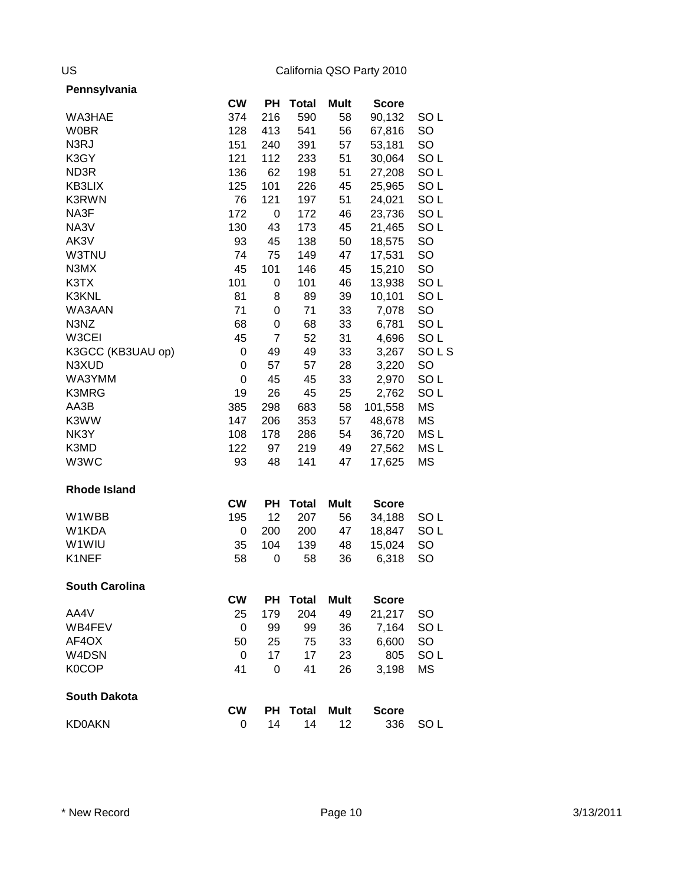US — California QSO Party 2010

## Pennsylvania

| | CW | PH | Total | Mult | Score | |
|---|---|---|---|---|---|---|
| WA3HAE | 374 | 216 | 590 | 58 | 90,132 | SO L |
| W0BR | 128 | 413 | 541 | 56 | 67,816 | SO |
| N3RJ | 151 | 240 | 391 | 57 | 53,181 | SO |
| K3GY | 121 | 112 | 233 | 51 | 30,064 | SO L |
| ND3R | 136 | 62 | 198 | 51 | 27,208 | SO L |
| KB3LIX | 125 | 101 | 226 | 45 | 25,965 | SO L |
| K3RWN | 76 | 121 | 197 | 51 | 24,021 | SO L |
| NA3F | 172 | 0 | 172 | 46 | 23,736 | SO L |
| NA3V | 130 | 43 | 173 | 45 | 21,465 | SO L |
| AK3V | 93 | 45 | 138 | 50 | 18,575 | SO |
| W3TNU | 74 | 75 | 149 | 47 | 17,531 | SO |
| N3MX | 45 | 101 | 146 | 45 | 15,210 | SO |
| K3TX | 101 | 0 | 101 | 46 | 13,938 | SO L |
| K3KNL | 81 | 8 | 89 | 39 | 10,101 | SO L |
| WA3AAN | 71 | 0 | 71 | 33 | 7,078 | SO |
| N3NZ | 68 | 0 | 68 | 33 | 6,781 | SO L |
| W3CEI | 45 | 7 | 52 | 31 | 4,696 | SO L |
| K3GCC (KB3UAU op) | 0 | 49 | 49 | 33 | 3,267 | SO L S |
| N3XUD | 0 | 57 | 57 | 28 | 3,220 | SO |
| WA3YMM | 0 | 45 | 45 | 33 | 2,970 | SO L |
| K3MRG | 19 | 26 | 45 | 25 | 2,762 | SO L |
| AA3B | 385 | 298 | 683 | 58 | 101,558 | MS |
| K3WW | 147 | 206 | 353 | 57 | 48,678 | MS |
| NK3Y | 108 | 178 | 286 | 54 | 36,720 | MS L |
| K3MD | 122 | 97 | 219 | 49 | 27,562 | MS L |
| W3WC | 93 | 48 | 141 | 47 | 17,625 | MS |

## Rhode Island

| | CW | PH | Total | Mult | Score | |
|---|---|---|---|---|---|---|
| W1WBB | 195 | 12 | 207 | 56 | 34,188 | SO L |
| W1KDA | 0 | 200 | 200 | 47 | 18,847 | SO L |
| W1WIU | 35 | 104 | 139 | 48 | 15,024 | SO |
| K1NEF | 58 | 0 | 58 | 36 | 6,318 | SO |

## South Carolina

| | CW | PH | Total | Mult | Score | |
|---|---|---|---|---|---|---|
| AA4V | 25 | 179 | 204 | 49 | 21,217 | SO |
| WB4FEV | 0 | 99 | 99 | 36 | 7,164 | SO L |
| AF4OX | 50 | 25 | 75 | 33 | 6,600 | SO |
| W4DSN | 0 | 17 | 17 | 23 | 805 | SO L |
| K0COP | 41 | 0 | 41 | 26 | 3,198 | MS |

## South Dakota

| | CW | PH | Total | Mult | Score | |
|---|---|---|---|---|---|---|
| KD0AKN | 0 | 14 | 14 | 12 | 336 | SO L |

* New Record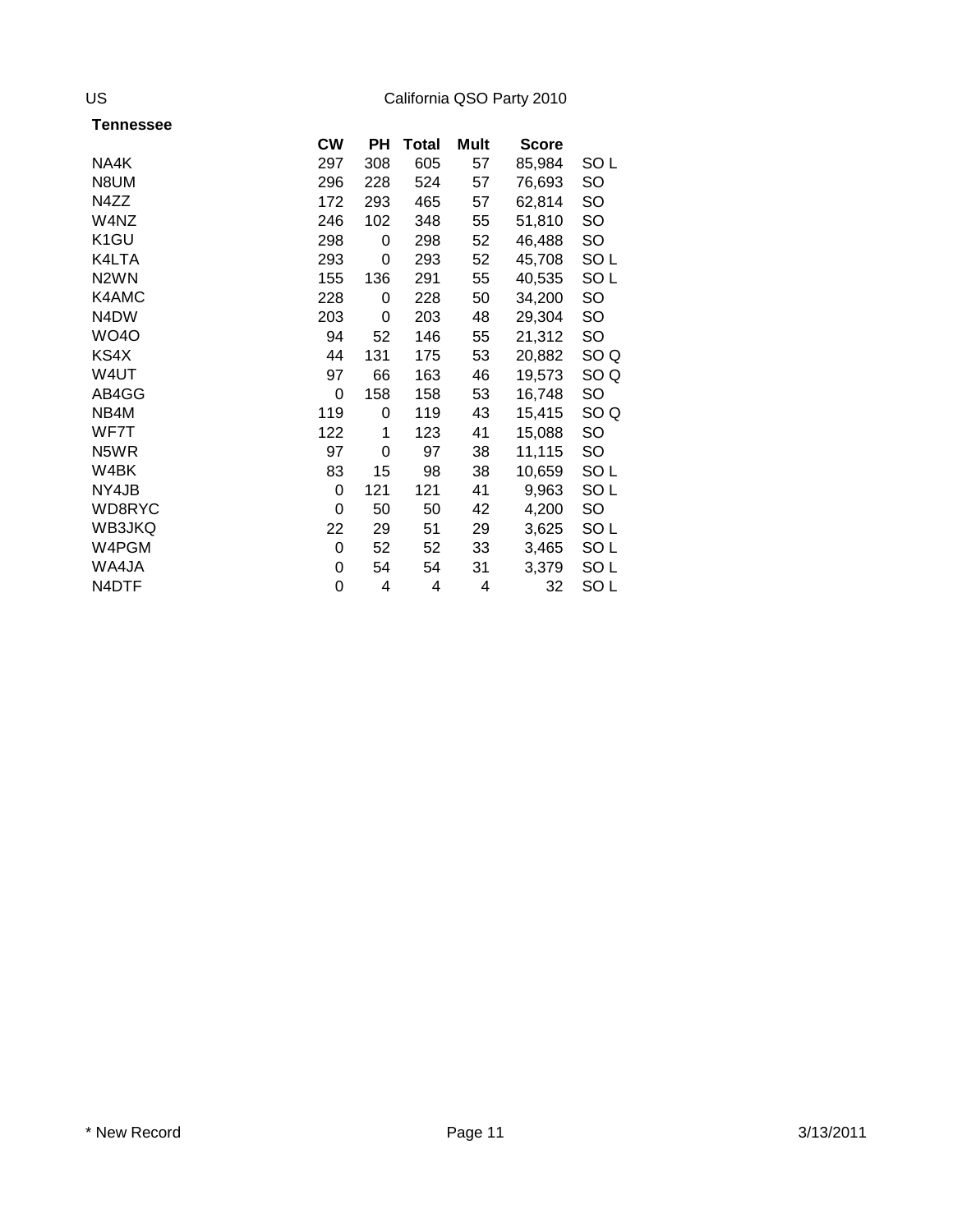US

California QSO Party 2010

## Tennessee

| | CW | PH | Total | Mult | Score | |
|---|---|---|---|---|---|---|
| NA4K | 297 | 308 | 605 | 57 | 85,984 | SO L |
| N8UM | 296 | 228 | 524 | 57 | 76,693 | SO |
| N4ZZ | 172 | 293 | 465 | 57 | 62,814 | SO |
| W4NZ | 246 | 102 | 348 | 55 | 51,810 | SO |
| K1GU | 298 | 0 | 298 | 52 | 46,488 | SO |
| K4LTA | 293 | 0 | 293 | 52 | 45,708 | SO L |
| N2WN | 155 | 136 | 291 | 55 | 40,535 | SO L |
| K4AMC | 228 | 0 | 228 | 50 | 34,200 | SO |
| N4DW | 203 | 0 | 203 | 48 | 29,304 | SO |
| WO4O | 94 | 52 | 146 | 55 | 21,312 | SO |
| KS4X | 44 | 131 | 175 | 53 | 20,882 | SO Q |
| W4UT | 97 | 66 | 163 | 46 | 19,573 | SO Q |
| AB4GG | 0 | 158 | 158 | 53 | 16,748 | SO |
| NB4M | 119 | 0 | 119 | 43 | 15,415 | SO Q |
| WF7T | 122 | 1 | 123 | 41 | 15,088 | SO |
| N5WR | 97 | 0 | 97 | 38 | 11,115 | SO |
| W4BK | 83 | 15 | 98 | 38 | 10,659 | SO L |
| NY4JB | 0 | 121 | 121 | 41 | 9,963 | SO L |
| WD8RYC | 0 | 50 | 50 | 42 | 4,200 | SO |
| WB3JKQ | 22 | 29 | 51 | 29 | 3,625 | SO L |
| W4PGM | 0 | 52 | 52 | 33 | 3,465 | SO L |
| WA4JA | 0 | 54 | 54 | 31 | 3,379 | SO L |
| N4DTF | 0 | 4 | 4 | 4 | 32 | SO L |

* New Record

3/13/2011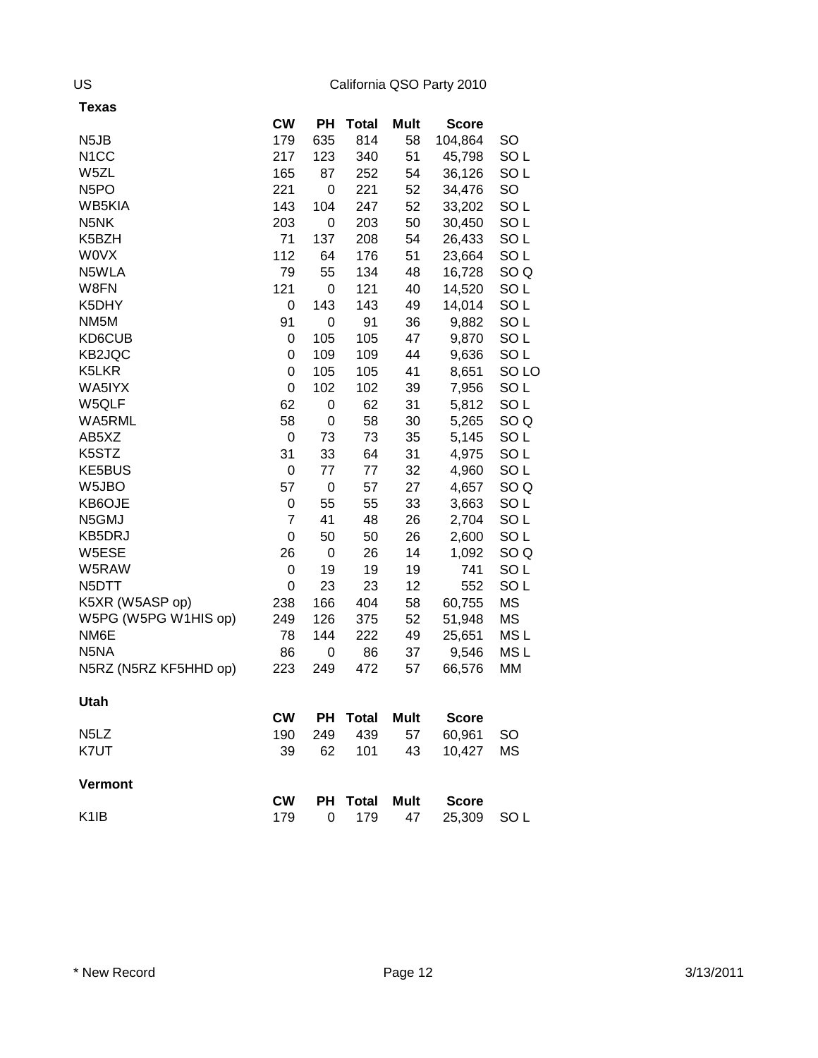US

California QSO Party 2010

## Texas

| | CW | PH | Total | Mult | Score | |
|---|---|---|---|---|---|---|
| N5JB | 179 | 635 | 814 | 58 | 104,864 | SO |
| N1CC | 217 | 123 | 340 | 51 | 45,798 | SO L |
| W5ZL | 165 | 87 | 252 | 54 | 36,126 | SO L |
| N5PO | 221 | 0 | 221 | 52 | 34,476 | SO |
| WB5KIA | 143 | 104 | 247 | 52 | 33,202 | SO L |
| N5NK | 203 | 0 | 203 | 50 | 30,450 | SO L |
| K5BZH | 71 | 137 | 208 | 54 | 26,433 | SO L |
| W0VX | 112 | 64 | 176 | 51 | 23,664 | SO L |
| N5WLA | 79 | 55 | 134 | 48 | 16,728 | SO Q |
| W8FN | 121 | 0 | 121 | 40 | 14,520 | SO L |
| K5DHY | 0 | 143 | 143 | 49 | 14,014 | SO L |
| NM5M | 91 | 0 | 91 | 36 | 9,882 | SO L |
| KD6CUB | 0 | 105 | 105 | 47 | 9,870 | SO L |
| KB2JQC | 0 | 109 | 109 | 44 | 9,636 | SO L |
| K5LKR | 0 | 105 | 105 | 41 | 8,651 | SO LO |
| WA5IYX | 0 | 102 | 102 | 39 | 7,956 | SO L |
| W5QLF | 62 | 0 | 62 | 31 | 5,812 | SO L |
| WA5RML | 58 | 0 | 58 | 30 | 5,265 | SO Q |
| AB5XZ | 0 | 73 | 73 | 35 | 5,145 | SO L |
| K5STZ | 31 | 33 | 64 | 31 | 4,975 | SO L |
| KE5BUS | 0 | 77 | 77 | 32 | 4,960 | SO L |
| W5JBO | 57 | 0 | 57 | 27 | 4,657 | SO Q |
| KB6OJE | 0 | 55 | 55 | 33 | 3,663 | SO L |
| N5GMJ | 7 | 41 | 48 | 26 | 2,704 | SO L |
| KB5DRJ | 0 | 50 | 50 | 26 | 2,600 | SO L |
| W5ESE | 26 | 0 | 26 | 14 | 1,092 | SO Q |
| W5RAW | 0 | 19 | 19 | 19 | 741 | SO L |
| N5DTT | 0 | 23 | 23 | 12 | 552 | SO L |
| K5XR (W5ASP op) | 238 | 166 | 404 | 58 | 60,755 | MS |
| W5PG (W5PG W1HIS op) | 249 | 126 | 375 | 52 | 51,948 | MS |
| NM6E | 78 | 144 | 222 | 49 | 25,651 | MS L |
| N5NA | 86 | 0 | 86 | 37 | 9,546 | MS L |
| N5RZ (N5RZ KF5HHD op) | 223 | 249 | 472 | 57 | 66,576 | MM |

## Utah

| | CW | PH | Total | Mult | Score | |
|---|---|---|---|---|---|---|
| N5LZ | 190 | 249 | 439 | 57 | 60,961 | SO |
| K7UT | 39 | 62 | 101 | 43 | 10,427 | MS |

## Vermont

| | CW | PH | Total | Mult | Score | |
|---|---|---|---|---|---|---|
| K1IB | 179 | 0 | 179 | 47 | 25,309 | SO L |

* New Record

3/13/2011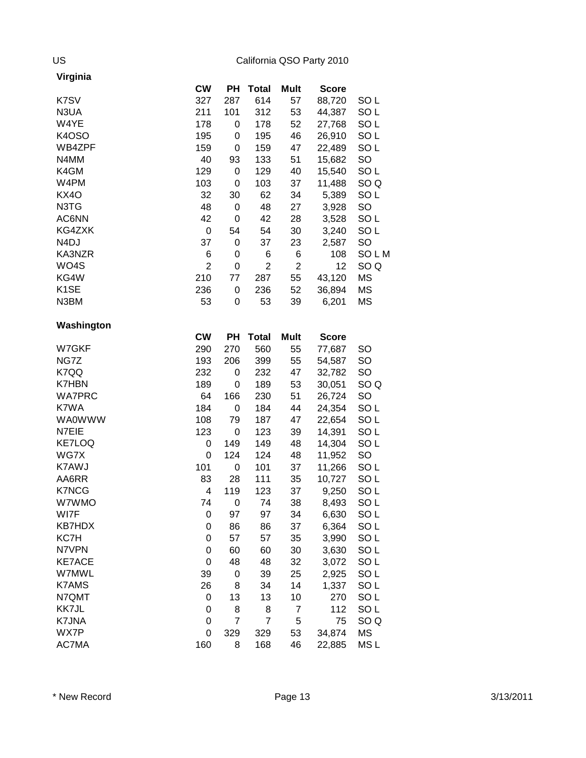US — California QSO Party 2010

## Virginia

| | CW | PH | Total | Mult | Score | |
|---|---|---|---|---|---|---|
| K7SV | 327 | 287 | 614 | 57 | 88,720 | SO L |
| N3UA | 211 | 101 | 312 | 53 | 44,387 | SO L |
| W4YE | 178 | 0 | 178 | 52 | 27,768 | SO L |
| K4OSO | 195 | 0 | 195 | 46 | 26,910 | SO L |
| WB4ZPF | 159 | 0 | 159 | 47 | 22,489 | SO L |
| N4MM | 40 | 93 | 133 | 51 | 15,682 | SO |
| K4GM | 129 | 0 | 129 | 40 | 15,540 | SO L |
| W4PM | 103 | 0 | 103 | 37 | 11,488 | SO Q |
| KX4O | 32 | 30 | 62 | 34 | 5,389 | SO L |
| N3TG | 48 | 0 | 48 | 27 | 3,928 | SO |
| AC6NN | 42 | 0 | 42 | 28 | 3,528 | SO L |
| KG4ZXK | 0 | 54 | 54 | 30 | 3,240 | SO L |
| N4DJ | 37 | 0 | 37 | 23 | 2,587 | SO |
| KA3NZR | 6 | 0 | 6 | 6 | 108 | SO L M |
| WO4S | 2 | 0 | 2 | 2 | 12 | SO Q |
| KG4W | 210 | 77 | 287 | 55 | 43,120 | MS |
| K1SE | 236 | 0 | 236 | 52 | 36,894 | MS |
| N3BM | 53 | 0 | 53 | 39 | 6,201 | MS |

## Washington

| | CW | PH | Total | Mult | Score | |
|---|---|---|---|---|---|---|
| W7GKF | 290 | 270 | 560 | 55 | 77,687 | SO |
| NG7Z | 193 | 206 | 399 | 55 | 54,587 | SO |
| K7QQ | 232 | 0 | 232 | 47 | 32,782 | SO |
| K7HBN | 189 | 0 | 189 | 53 | 30,051 | SO Q |
| WA7PRC | 64 | 166 | 230 | 51 | 26,724 | SO |
| K7WA | 184 | 0 | 184 | 44 | 24,354 | SO L |
| WA0WWW | 108 | 79 | 187 | 47 | 22,654 | SO L |
| N7EIE | 123 | 0 | 123 | 39 | 14,391 | SO L |
| KE7LOQ | 0 | 149 | 149 | 48 | 14,304 | SO L |
| WG7X | 0 | 124 | 124 | 48 | 11,952 | SO |
| K7AWJ | 101 | 0 | 101 | 37 | 11,266 | SO L |
| AA6RR | 83 | 28 | 111 | 35 | 10,727 | SO L |
| K7NCG | 4 | 119 | 123 | 37 | 9,250 | SO L |
| W7WMO | 74 | 0 | 74 | 38 | 8,493 | SO L |
| WI7F | 0 | 97 | 97 | 34 | 6,630 | SO L |
| KB7HDX | 0 | 86 | 86 | 37 | 6,364 | SO L |
| KC7H | 0 | 57 | 57 | 35 | 3,990 | SO L |
| N7VPN | 0 | 60 | 60 | 30 | 3,630 | SO L |
| KE7ACE | 0 | 48 | 48 | 32 | 3,072 | SO L |
| W7MWL | 39 | 0 | 39 | 25 | 2,925 | SO L |
| K7AMS | 26 | 8 | 34 | 14 | 1,337 | SO L |
| N7QMT | 0 | 13 | 13 | 10 | 270 | SO L |
| KK7JL | 0 | 8 | 8 | 7 | 112 | SO L |
| K7JNA | 0 | 7 | 7 | 5 | 75 | SO Q |
| WX7P | 0 | 329 | 329 | 53 | 34,874 | MS |
| AC7MA | 160 | 8 | 168 | 46 | 22,885 | MS L |

\* New Record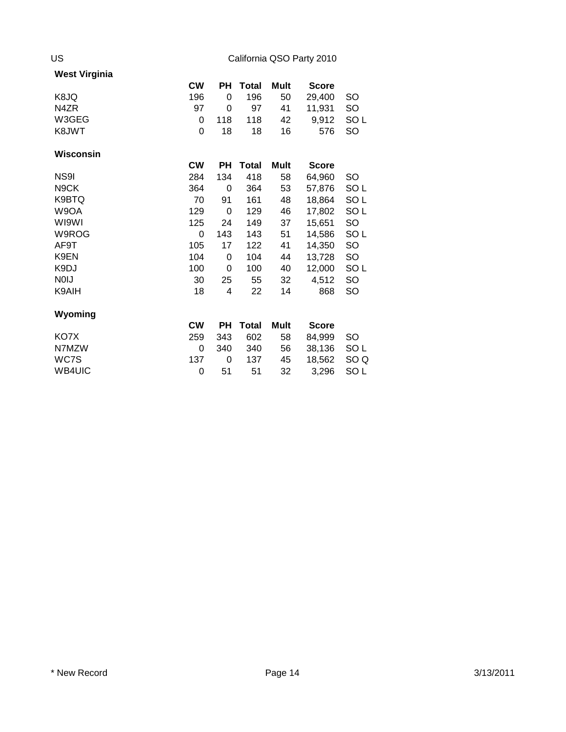US

California QSO Party 2010

### West Virginia

| | CW | PH | Total | Mult | Score | |
|---|---|---|---|---|---|---|
| K8JQ | 196 | 0 | 196 | 50 | 29,400 | SO |
| N4ZR | 97 | 0 | 97 | 41 | 11,931 | SO |
| W3GEG | 0 | 118 | 118 | 42 | 9,912 | SO L |
| K8JWT | 0 | 18 | 18 | 16 | 576 | SO |

### Wisconsin

| | CW | PH | Total | Mult | Score | |
|---|---|---|---|---|---|---|
| NS9I | 284 | 134 | 418 | 58 | 64,960 | SO |
| N9CK | 364 | 0 | 364 | 53 | 57,876 | SO L |
| K9BTQ | 70 | 91 | 161 | 48 | 18,864 | SO L |
| W9OA | 129 | 0 | 129 | 46 | 17,802 | SO L |
| WI9WI | 125 | 24 | 149 | 37 | 15,651 | SO |
| W9ROG | 0 | 143 | 143 | 51 | 14,586 | SO L |
| AF9T | 105 | 17 | 122 | 41 | 14,350 | SO |
| K9EN | 104 | 0 | 104 | 44 | 13,728 | SO |
| K9DJ | 100 | 0 | 100 | 40 | 12,000 | SO L |
| N0IJ | 30 | 25 | 55 | 32 | 4,512 | SO |
| K9AIH | 18 | 4 | 22 | 14 | 868 | SO |

### Wyoming

| | CW | PH | Total | Mult | Score | |
|---|---|---|---|---|---|---|
| KO7X | 259 | 343 | 602 | 58 | 84,999 | SO |
| N7MZW | 0 | 340 | 340 | 56 | 38,136 | SO L |
| WC7S | 137 | 0 | 137 | 45 | 18,562 | SO Q |
| WB4UIC | 0 | 51 | 51 | 32 | 3,296 | SO L |

* New Record

3/13/2011